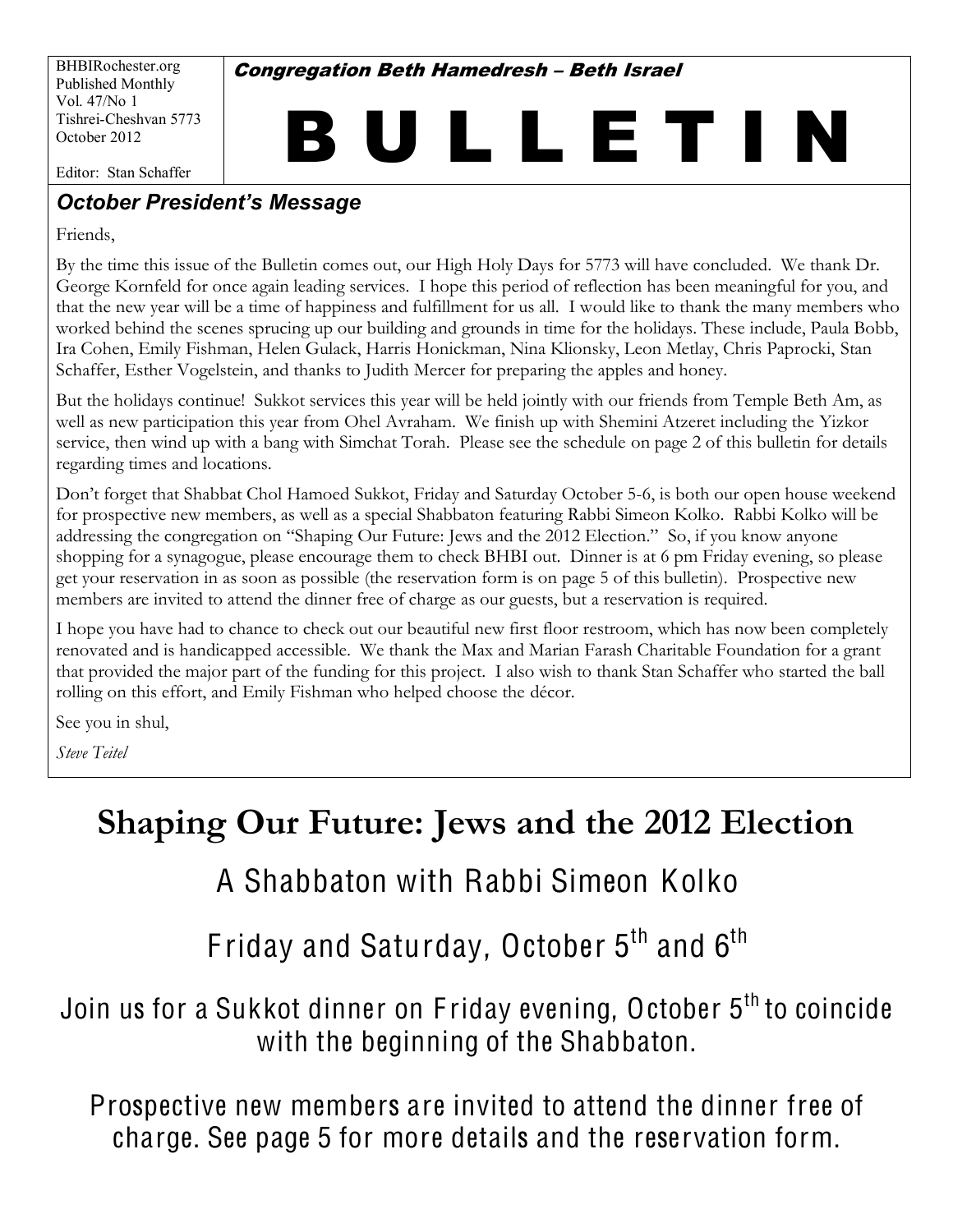BHBIRochester.org
Published Monthly
Vol. 47/No 1
Tishrei-Cheshvan 5773
October 2012

Editor: Stan Schaffer

***Congregation Beth Hamedresh – Beth Israel***

# B U L L E T I N

## *October President's Message*

Friends,

By the time this issue of the Bulletin comes out, our High Holy Days for 5773 will have concluded. We thank Dr. George Kornfeld for once again leading services. I hope this period of reflection has been meaningful for you, and that the new year will be a time of happiness and fulfillment for us all. I would like to thank the many members who worked behind the scenes sprucing up our building and grounds in time for the holidays. These include, Paula Bobb, Ira Cohen, Emily Fishman, Helen Gulack, Harris Honickman, Nina Klionsky, Leon Metlay, Chris Paprocki, Stan Schaffer, Esther Vogelstein, and thanks to Judith Mercer for preparing the apples and honey.

But the holidays continue! Sukkot services this year will be held jointly with our friends from Temple Beth Am, as well as new participation this year from Ohel Avraham. We finish up with Shemini Atzeret including the Yizkor service, then wind up with a bang with Simchat Torah. Please see the schedule on page 2 of this bulletin for details regarding times and locations.

Don't forget that Shabbat Chol Hamoed Sukkot, Friday and Saturday October 5-6, is both our open house weekend for prospective new members, as well as a special Shabbaton featuring Rabbi Simeon Kolko. Rabbi Kolko will be addressing the congregation on "Shaping Our Future: Jews and the 2012 Election." So, if you know anyone shopping for a synagogue, please encourage them to check BHBI out. Dinner is at 6 pm Friday evening, so please get your reservation in as soon as possible (the reservation form is on page 5 of this bulletin). Prospective new members are invited to attend the dinner free of charge as our guests, but a reservation is required.

I hope you have had to chance to check out our beautiful new first floor restroom, which has now been completely renovated and is handicapped accessible. We thank the Max and Marian Farash Charitable Foundation for a grant that provided the major part of the funding for this project. I also wish to thank Stan Schaffer who started the ball rolling on this effort, and Emily Fishman who helped choose the décor.

See you in shul,

*Steve Teitel*

# Shaping Our Future: Jews and the 2012 Election

## A Shabbaton with Rabbi Simeon Kolko

## Friday and Saturday, October 5th and 6th

Join us for a Sukkot dinner on Friday evening, October 5th to coincide with the beginning of the Shabbaton.

Prospective new members are invited to attend the dinner free of charge. See page 5 for more details and the reservation form.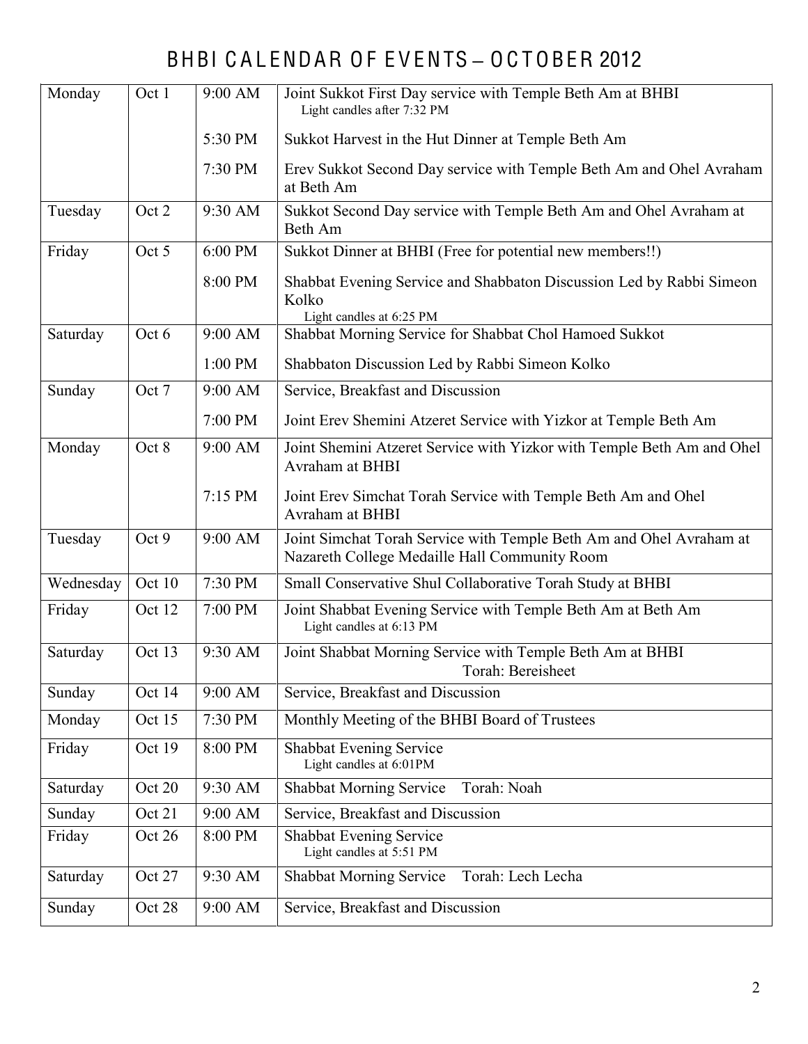# BHBI CALENDAR OF EVENTS – OCTOBER 2012

| Day | Date | Time | Event |
|---|---|---|---|
| Monday | Oct 1 | 9:00 AM | Joint Sukkot First Day service with Temple Beth Am at BHBI<br>Light candles after 7:32 PM |
| | | 5:30 PM | Sukkot Harvest in the Hut Dinner at Temple Beth Am |
| | | 7:30 PM | Erev Sukkot Second Day service with Temple Beth Am and Ohel Avraham at Beth Am |
| Tuesday | Oct 2 | 9:30 AM | Sukkot Second Day service with Temple Beth Am and Ohel Avraham at Beth Am |
| Friday | Oct 5 | 6:00 PM | Sukkot Dinner at BHBI (Free for potential new members!!) |
| | | 8:00 PM | Shabbat Evening Service and Shabbaton Discussion Led by Rabbi Simeon Kolko<br>Light candles at 6:25 PM |
| Saturday | Oct 6 | 9:00 AM | Shabbat Morning Service for Shabbat Chol Hamoed Sukkot |
| | | 1:00 PM | Shabbaton Discussion Led by Rabbi Simeon Kolko |
| Sunday | Oct 7 | 9:00 AM | Service, Breakfast and Discussion |
| | | 7:00 PM | Joint Erev Shemini Atzeret Service with Yizkor at Temple Beth Am |
| Monday | Oct 8 | 9:00 AM | Joint Shemini Atzeret Service with Yizkor with Temple Beth Am and Ohel Avraham at BHBI |
| | | 7:15 PM | Joint Erev Simchat Torah Service with Temple Beth Am and Ohel Avraham at BHBI |
| Tuesday | Oct 9 | 9:00 AM | Joint Simchat Torah Service with Temple Beth Am and Ohel Avraham at Nazareth College Medaille Hall Community Room |
| Wednesday | Oct 10 | 7:30 PM | Small Conservative Shul Collaborative Torah Study at BHBI |
| Friday | Oct 12 | 7:00 PM | Joint Shabbat Evening Service with Temple Beth Am at Beth Am<br>Light candles at 6:13 PM |
| Saturday | Oct 13 | 9:30 AM | Joint Shabbat Morning Service with Temple Beth Am at BHBI<br>Torah: Bereisheet |
| Sunday | Oct 14 | 9:00 AM | Service, Breakfast and Discussion |
| Monday | Oct 15 | 7:30 PM | Monthly Meeting of the BHBI Board of Trustees |
| Friday | Oct 19 | 8:00 PM | Shabbat Evening Service<br>Light candles at 6:01PM |
| Saturday | Oct 20 | 9:30 AM | Shabbat Morning Service Torah: Noah |
| Sunday | Oct 21 | 9:00 AM | Service, Breakfast and Discussion |
| Friday | Oct 26 | 8:00 PM | Shabbat Evening Service<br>Light candles at 5:51 PM |
| Saturday | Oct 27 | 9:30 AM | Shabbat Morning Service Torah: Lech Lecha |
| Sunday | Oct 28 | 9:00 AM | Service, Breakfast and Discussion |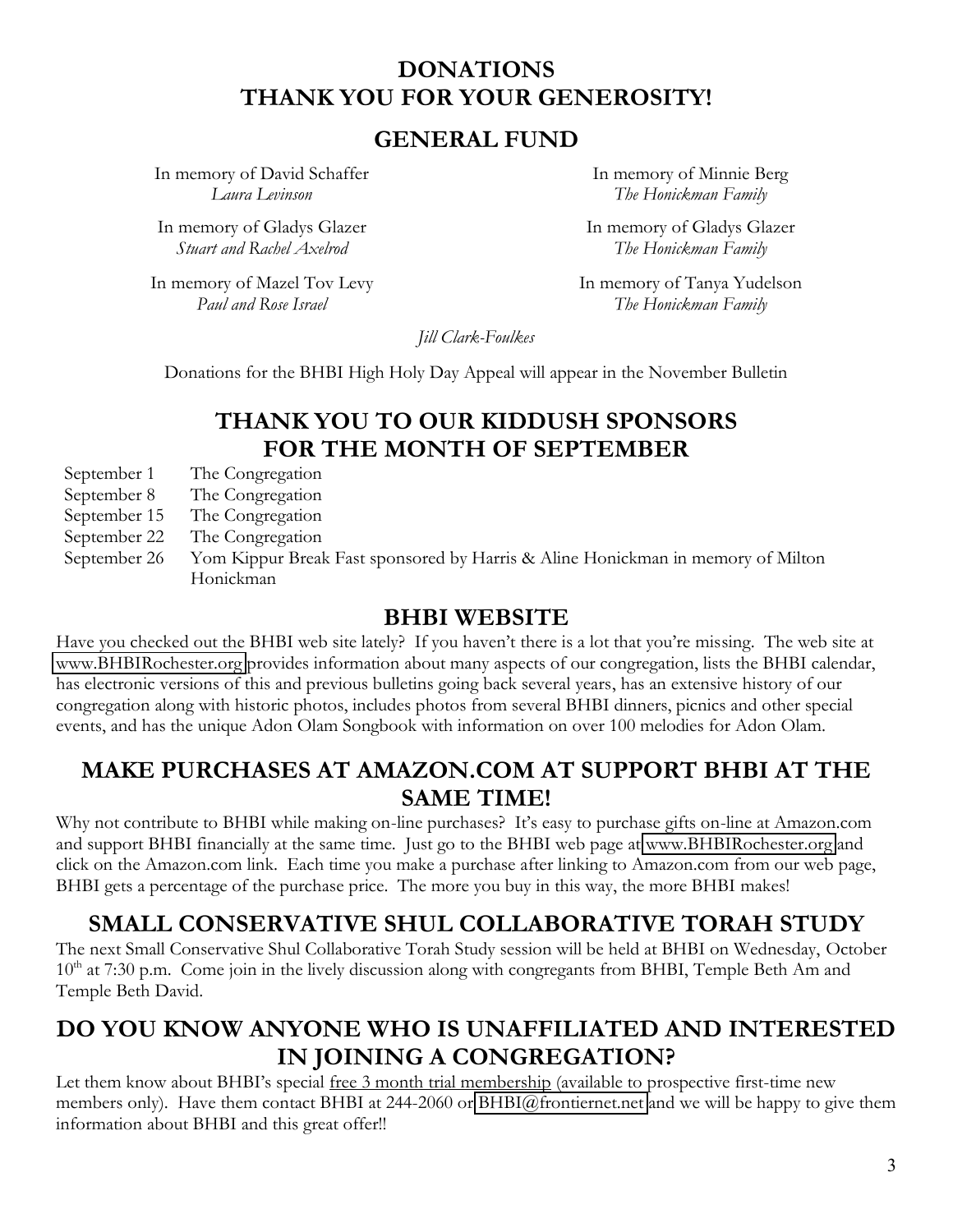# DONATIONS
# THANK YOU FOR YOUR GENEROSITY!

## GENERAL FUND

In memory of David Schaffer
*Laura Levinson*

In memory of Gladys Glazer
*Stuart and Rachel Axelrod*

In memory of Mazel Tov Levy
*Paul and Rose Israel*

In memory of Minnie Berg
*The Honickman Family*

In memory of Gladys Glazer
*The Honickman Family*

In memory of Tanya Yudelson
*The Honickman Family*

*Jill Clark-Foulkes*

Donations for the BHBI High Holy Day Appeal will appear in the November Bulletin

## THANK YOU TO OUR KIDDUSH SPONSORS FOR THE MONTH OF SEPTEMBER

| | |
|---|---|
| September 1 | The Congregation |
| September 8 | The Congregation |
| September 15 | The Congregation |
| September 22 | The Congregation |
| September 26 | Yom Kippur Break Fast sponsored by Harris & Aline Honickman in memory of Milton Honickman |

## BHBI WEBSITE

Have you checked out the BHBI web site lately? If you haven't there is a lot that you're missing. The web site at www.BHBIRochester.org provides information about many aspects of our congregation, lists the BHBI calendar, has electronic versions of this and previous bulletins going back several years, has an extensive history of our congregation along with historic photos, includes photos from several BHBI dinners, picnics and other special events, and has the unique Adon Olam Songbook with information on over 100 melodies for Adon Olam.

## MAKE PURCHASES AT AMAZON.COM AT SUPPORT BHBI AT THE SAME TIME!

Why not contribute to BHBI while making on-line purchases? It's easy to purchase gifts on-line at Amazon.com and support BHBI financially at the same time. Just go to the BHBI web page at www.BHBIRochester.org and click on the Amazon.com link. Each time you make a purchase after linking to Amazon.com from our web page, BHBI gets a percentage of the purchase price. The more you buy in this way, the more BHBI makes!

## SMALL CONSERVATIVE SHUL COLLABORATIVE TORAH STUDY

The next Small Conservative Shul Collaborative Torah Study session will be held at BHBI on Wednesday, October 10th at 7:30 p.m. Come join in the lively discussion along with congregants from BHBI, Temple Beth Am and Temple Beth David.

## DO YOU KNOW ANYONE WHO IS UNAFFILIATED AND INTERESTED IN JOINING A CONGREGATION?

Let them know about BHBI's special free 3 month trial membership (available to prospective first-time new members only). Have them contact BHBI at 244-2060 or BHBI@frontiernet.net and we will be happy to give them information about BHBI and this great offer!!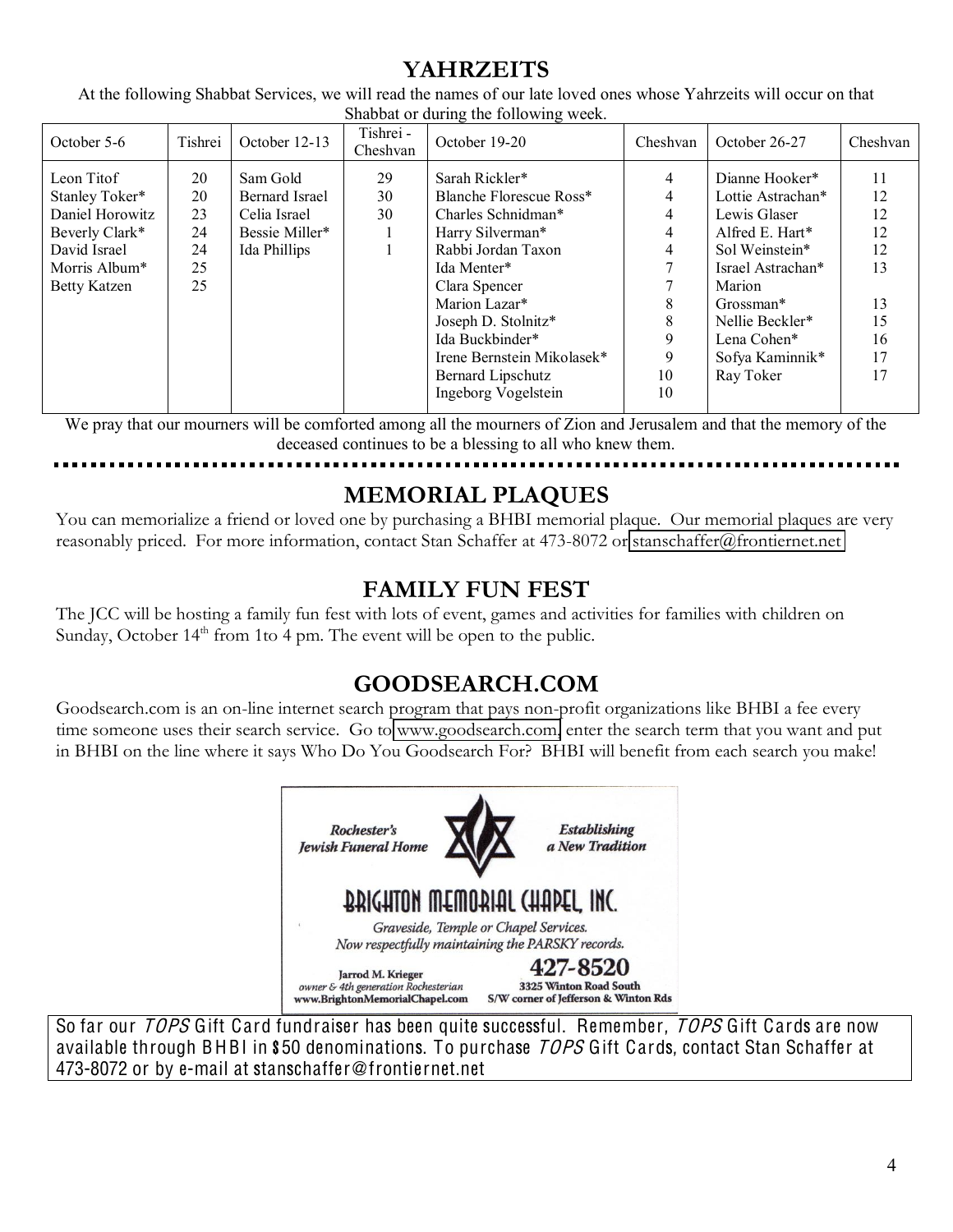## YAHRZEITS

At the following Shabbat Services, we will read the names of our late loved ones whose Yahrzeits will occur on that Shabbat or during the following week.

| October 5-6 | Tishrei | October 12-13 | Tishrei - Cheshvan | October 19-20 | Cheshvan | October 26-27 | Cheshvan |
|---|---|---|---|---|---|---|---|
| Leon Titof | 20 | Sam Gold | 29 | Sarah Rickler* | 4 | Dianne Hooker* | 11 |
| Stanley Toker* | 20 | Bernard Israel | 30 | Blanche Florescue Ross* | 4 | Lottie Astrachan* | 12 |
| Daniel Horowitz | 23 | Celia Israel | 30 | Charles Schnidman* | 4 | Lewis Glaser | 12 |
| Beverly Clark* | 24 | Bessie Miller* | 1 | Harry Silverman* | 4 | Alfred E. Hart* | 12 |
| David Israel | 24 | Ida Phillips | 1 | Rabbi Jordan Taxon | 4 | Sol Weinstein* | 12 |
| Morris Album* | 25 | | | Ida Menter* | 7 | Israel Astrachan* | 13 |
| Betty Katzen | 25 | | | Clara Spencer | 7 | Marion Grossman* | 13 |
| | | | | Marion Lazar* | 8 | Nellie Beckler* | 15 |
| | | | | Joseph D. Stolnitz* | 8 | Lena Cohen* | 16 |
| | | | | Ida Buckbinder* | 9 | Sofya Kaminnik* | 17 |
| | | | | Irene Bernstein Mikolasek* | 9 | Ray Toker | 17 |
| | | | | Bernard Lipschutz | 10 | | |
| | | | | Ingeborg Vogelstein | 10 | | |

We pray that our mourners will be comforted among all the mourners of Zion and Jerusalem and that the memory of the deceased continues to be a blessing to all who knew them.

## MEMORIAL PLAQUES

You can memorialize a friend or loved one by purchasing a BHBI memorial plaque. Our memorial plaques are very reasonably priced. For more information, contact Stan Schaffer at 473-8072 or stanschaffer@frontiernet.net

## FAMILY FUN FEST

The JCC will be hosting a family fun fest with lots of event, games and activities for families with children on Sunday, October 14th from 1to 4 pm. The event will be open to the public.

## GOODSEARCH.COM

Goodsearch.com is an on-line internet search program that pays non-profit organizations like BHBI a fee every time someone uses their search service. Go to www.goodsearch.com, enter the search term that you want and put in BHBI on the line where it says Who Do You Goodsearch For? BHBI will benefit from each search you make!

*Rochester's Jewish Funeral Home* — *Establishing a New Tradition*

**BRIGHTON MEMORIAL CHAPEL, INC.**

*Graveside, Temple or Chapel Services.*
*Now respectfully maintaining the PARSKY records.*

Jarrod M. Krieger
*owner & 4th generation Rochesterian*
www.BrightonMemorialChapel.com

**427-8520**
3325 Winton Road South
S/W corner of Jefferson & Winton Rds

So far our *TOPS* Gift Card fundraiser has been quite successful. Remember, *TOPS* Gift Cards are now available through BHBI in $50 denominations. To purchase *TOPS* Gift Cards, contact Stan Schaffer at 473-8072 or by e-mail at stanschaffer@frontiernet.net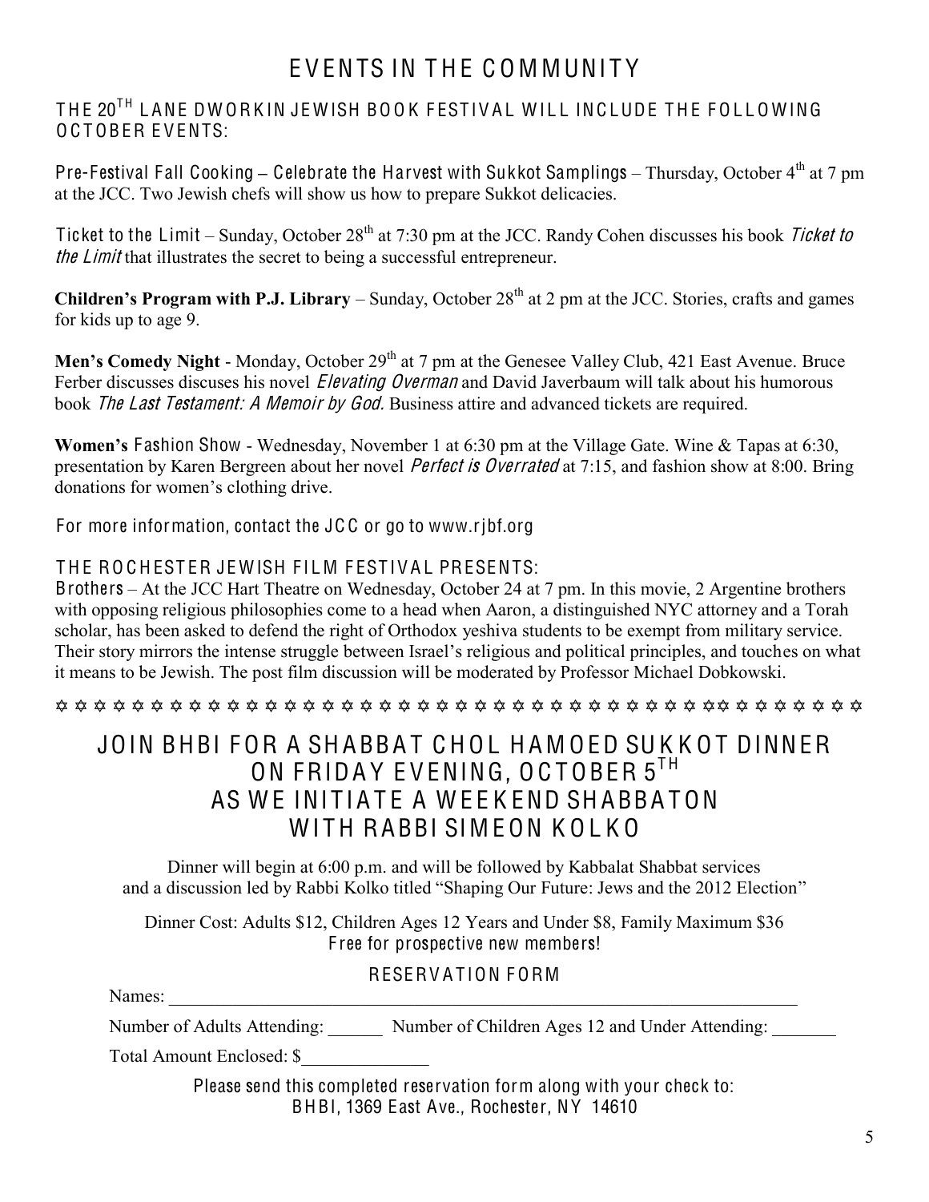# EVENTS IN THE COMMUNITY

## THE 20TH LANE DWORKIN JEWISH BOOK FESTIVAL WILL INCLUDE THE FOLLOWING OCTOBER EVENTS:

Pre-Festival Fall Cooking – Celebrate the Harvest with Sukkot Samplings – Thursday, October 4th at 7 pm at the JCC. Two Jewish chefs will show us how to prepare Sukkot delicacies.

Ticket to the Limit – Sunday, October 28th at 7:30 pm at the JCC. Randy Cohen discusses his book *Ticket to the Limit* that illustrates the secret to being a successful entrepreneur.

**Children's Program with P.J. Library** – Sunday, October 28th at 2 pm at the JCC. Stories, crafts and games for kids up to age 9.

**Men's Comedy Night** - Monday, October 29th at 7 pm at the Genesee Valley Club, 421 East Avenue. Bruce Ferber discusses discuses his novel *Elevating Overman* and David Javerbaum will talk about his humorous book *The Last Testament: A Memoir by God.* Business attire and advanced tickets are required.

**Women's** Fashion Show - Wednesday, November 1 at 6:30 pm at the Village Gate. Wine & Tapas at 6:30, presentation by Karen Bergreen about her novel *Perfect is Overrated* at 7:15, and fashion show at 8:00. Bring donations for women's clothing drive.

For more information, contact the JCC or go to www.rjbf.org

## THE ROCHESTER JEWISH FILM FESTIVAL PRESENTS:

Brothers – At the JCC Hart Theatre on Wednesday, October 24 at 7 pm. In this movie, 2 Argentine brothers with opposing religious philosophies come to a head when Aaron, a distinguished NYC attorney and a Torah scholar, has been asked to defend the right of Orthodox yeshiva students to be exempt from military service. Their story mirrors the intense struggle between Israel's religious and political principles, and touches on what it means to be Jewish. The post film discussion will be moderated by Professor Michael Dobkowski.

✡ ✡ ✡ ✡ ✡ ✡ ✡ ✡ ✡ ✡ ✡ ✡ ✡ ✡ ✡ ✡ ✡ ✡ ✡ ✡ ✡ ✡ ✡ ✡ ✡ ✡ ✡ ✡ ✡ ✡ ✡ ✡ ✡ ✡ ✡ ✡ ✡ ✡ ✡ ✡ ✡ ✡ ✡ ✡ ✡ ✡

# JOIN BHBI FOR A SHABBAT CHOL HAMOED SUKKOT DINNER ON FRIDAY EVENING, OCTOBER 5TH AS WE INITIATE A WEEKEND SHABBATON WITH RABBI SIMEON KOLKO

Dinner will begin at 6:00 p.m. and will be followed by Kabbalat Shabbat services and a discussion led by Rabbi Kolko titled "Shaping Our Future: Jews and the 2012 Election"

Dinner Cost: Adults $12, Children Ages 12 Years and Under $8, Family Maximum $36
Free for prospective new members!

### RESERVATION FORM

Names: ____________________________________________________________________

Number of Adults Attending: ______ Number of Children Ages 12 and Under Attending: _______

Total Amount Enclosed: $______________

Please send this completed reservation form along with your check to:
BHBI, 1369 East Ave., Rochester, NY 14610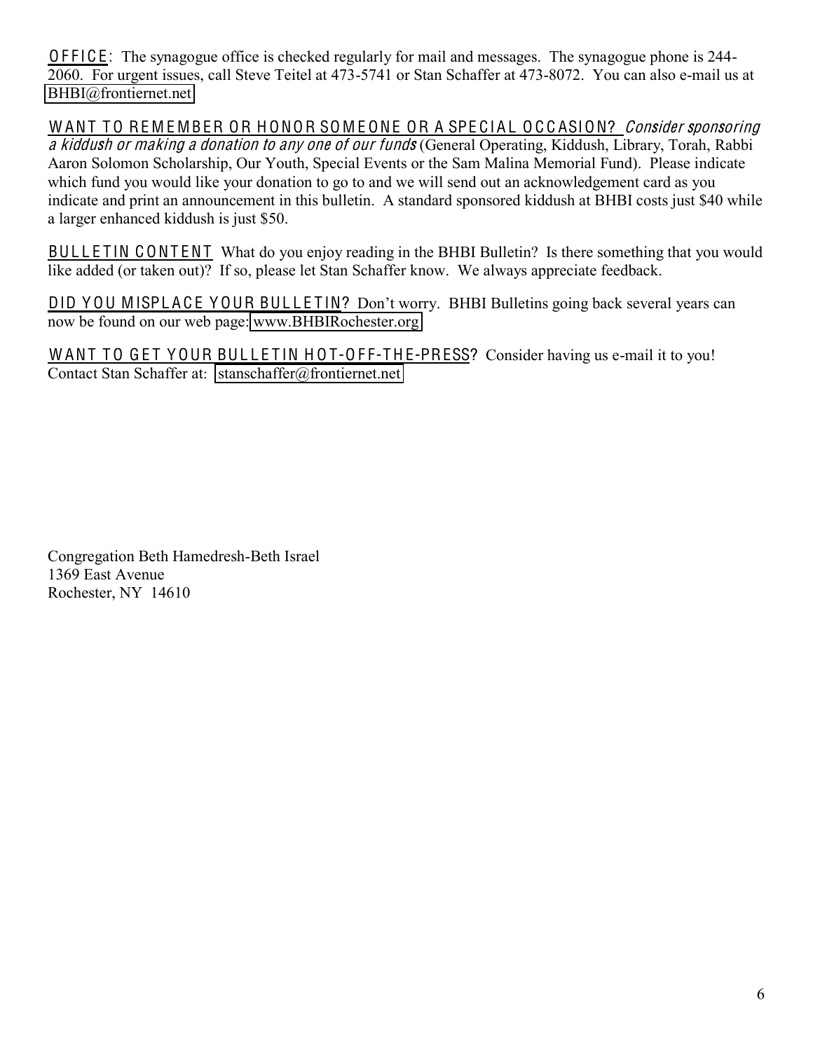**OFFICE**: The synagogue office is checked regularly for mail and messages. The synagogue phone is 244-2060. For urgent issues, call Steve Teitel at 473-5741 or Stan Schaffer at 473-8072. You can also e-mail us at BHBI@frontiernet.net

**WANT TO REMEMBER OR HONOR SOMEONE OR A SPECIAL OCCASION?** *Consider sponsoring a kiddush or making a donation to any one of our funds* (General Operating, Kiddush, Library, Torah, Rabbi Aaron Solomon Scholarship, Our Youth, Special Events or the Sam Malina Memorial Fund). Please indicate which fund you would like your donation to go to and we will send out an acknowledgement card as you indicate and print an announcement in this bulletin. A standard sponsored kiddush at BHBI costs just $40 while a larger enhanced kiddush is just $50.

**BULLETIN CONTENT** What do you enjoy reading in the BHBI Bulletin? Is there something that you would like added (or taken out)? If so, please let Stan Schaffer know. We always appreciate feedback.

**DID YOU MISPLACE YOUR BULLETIN?** Don't worry. BHBI Bulletins going back several years can now be found on our web page: www.BHBIRochester.org

**WANT TO GET YOUR BULLETIN HOT-OFF-THE-PRESS?** Consider having us e-mail it to you! Contact Stan Schaffer at: stanschaffer@frontiernet.net

Congregation Beth Hamedresh-Beth Israel
1369 East Avenue
Rochester, NY 14610